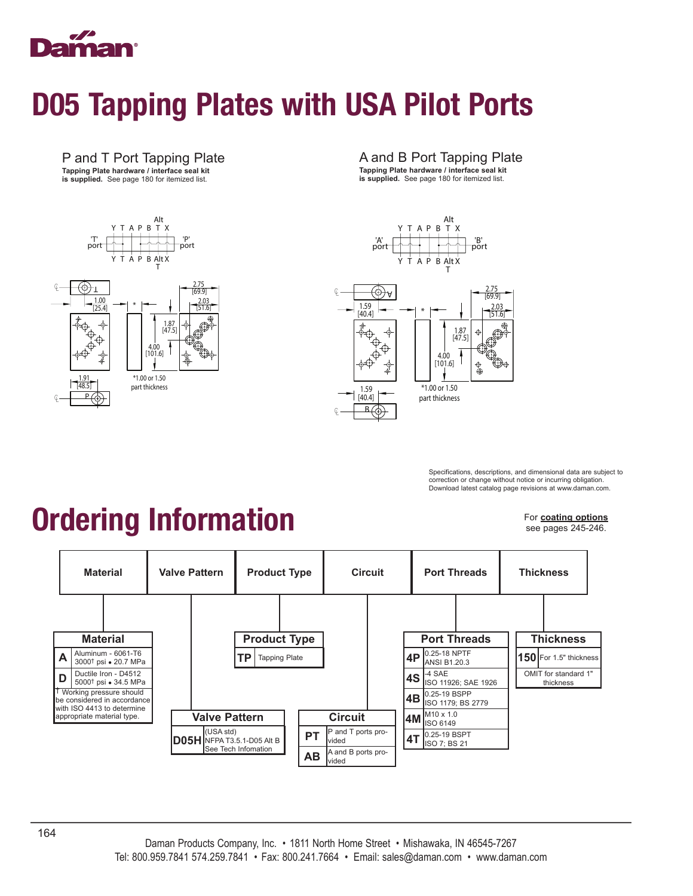# D05 Tapping Plates with USA Pilot Ports

## P and T Port Tapping Plate

**Tapping Plate hardware / interface seal kit is supplied.** See page 180 for itemized list.

Alt
Y T A P B T X
'T' port — 'P' port
Y T A P B Alt X
T

1.00 [25.4]
1.87 [47.5]
4.00 [101.6]
2.75 [69.9]
2.03 [51.6]
1.91 [48.5]
*1.00 or 1.50 part thickness

## A and B Port Tapping Plate

**Tapping Plate hardware / interface seal kit is supplied.** See page 180 for itemized list.

Alt
Y T A P B T X
'A' port — 'B' port
Y T A P B Alt X
T

1.59 [40.4]
1.87 [47.5]
4.00 [101.6]
2.75 [69.9]
2.03 [51.6]
1.59 [40.4]
*1.00 or 1.50 part thickness

Specifications, descriptions, and dimensional data are subject to correction or change without notice or incurring obligation. Download latest catalog page revisions at www.daman.com.

# Ordering Information

For **coating options** see pages 245-246.

| Material | Valve Pattern | Product Type | Circuit | Port Threads | Thickness |
|---|---|---|---|---|---|

**Material**

| Code | Description |
|---|---|
| A | Aluminum - 6061-T6 3000† psi • 20.7 MPa |
| D | Ductile Iron - D4512 5000† psi • 34.5 MPa |

† Working pressure should be considered in accordance with ISO 4413 to determine appropriate material type.

**Valve Pattern**

| Code | Description |
|---|---|
| D05H | (USA std) NFPA T3.5.1-D05 Alt B See Tech Infomation |

**Product Type**

| Code | Description |
|---|---|
| TP | Tapping Plate |

**Circuit**

| Code | Description |
|---|---|
| PT | P and T ports provided |
| AB | A and B ports provided |

**Port Threads**

| Code | Description |
|---|---|
| 4P | 0.25-18 NPTF ANSI B1.20.3 |
| 4S | -4 SAE ISO 11926; SAE 1926 |
| 4B | 0.25-19 BSPP ISO 1179; BS 2779 |
| 4M | M10 x 1.0 ISO 6149 |
| 4T | 0.25-19 BSPT ISO 7; BS 21 |

**Thickness**

| Code | Description |
|---|---|
| 150 | For 1.5" thickness |
| | OMIT for standard 1" thickness |

Daman Products Company, Inc. • 1811 North Home Street • Mishawaka, IN 46545-7267
Tel: 800.959.7841 574.259.7841 • Fax: 800.241.7664 • Email: sales@daman.com • www.daman.com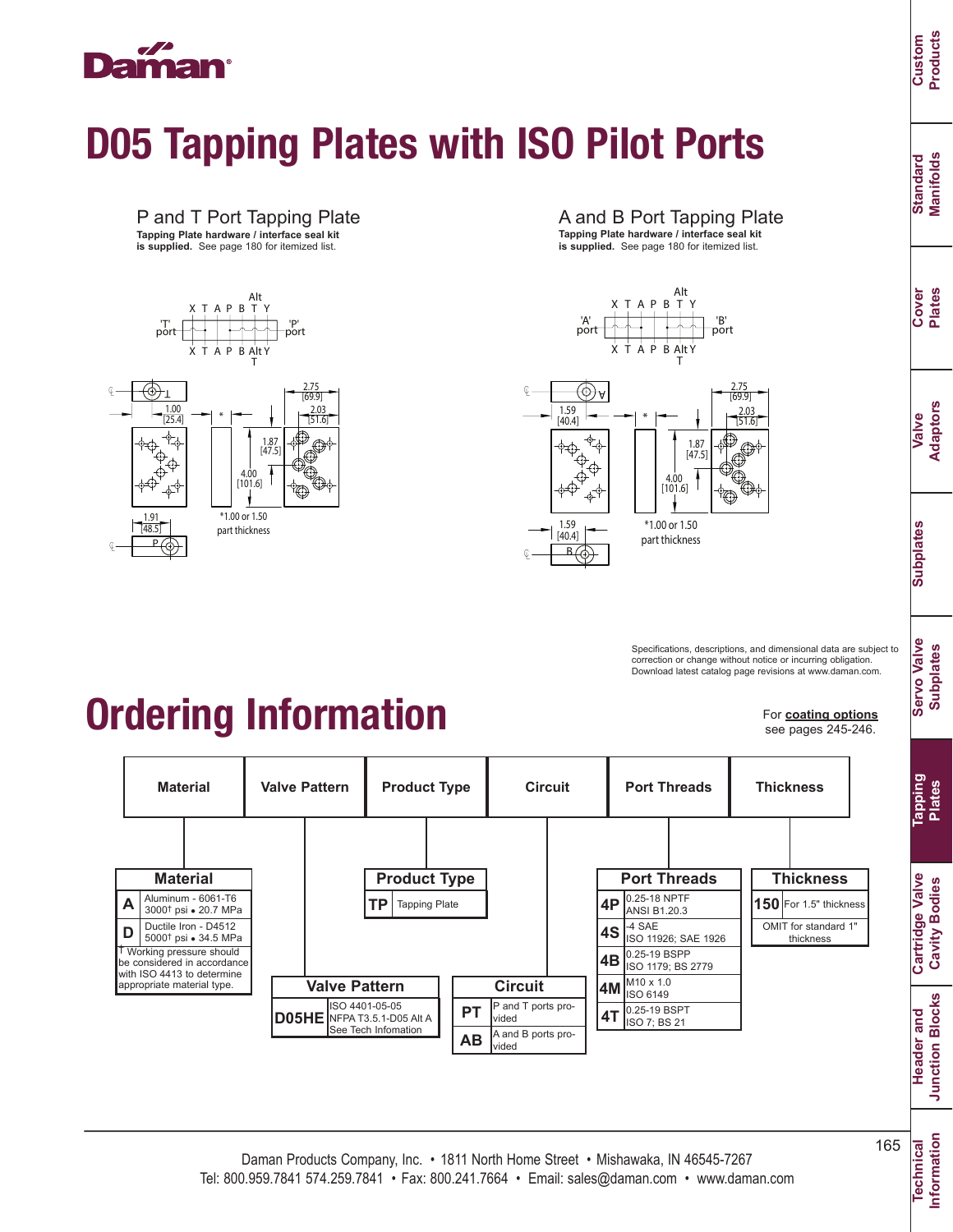# D05 Tapping Plates with ISO Pilot Ports

## P and T Port Tapping Plate

**Tapping Plate hardware / interface seal kit is supplied.** See page 180 for itemized list.

X T A P B T Y (Alt T)

'T' port — 'P' port

1.00 [25.4]

1.91 [48.5]

1.87 [47.5]

4.00 [101.6]

2.75 [69.9]

2.03 [51.6]

*1.00 or 1.50 part thickness

## A and B Port Tapping Plate

**Tapping Plate hardware / interface seal kit is supplied.** See page 180 for itemized list.

X T A P B T Y (Alt T)

'A' port — 'B' port

1.59 [40.4]

1.59 [40.4]

1.87 [47.5]

4.00 [101.6]

2.75 [69.9]

2.03 [51.6]

*1.00 or 1.50 part thickness

Specifications, descriptions, and dimensional data are subject to correction or change without notice or incurring obligation. Download latest catalog page revisions at www.daman.com.

# Ordering Information

For **coating options** see pages 245-246.

| Material | Valve Pattern | Product Type | Circuit | Port Threads | Thickness |
|---|---|---|---|---|---|

**Material**

| Code | Description |
|---|---|
| A | Aluminum - 6061-T6 3000† psi • 20.7 MPa |
| D | Ductile Iron - D4512 5000† psi • 34.5 MPa |

† Working pressure should be considered in accordance with ISO 4413 to determine appropriate material type.

**Valve Pattern**

| Code | Description |
|---|---|
| D05HE | ISO 4401-05-05 NFPA T3.5.1-D05 Alt A See Tech Infomation |

**Product Type**

| Code | Description |
|---|---|
| TP | Tapping Plate |

**Circuit**

| Code | Description |
|---|---|
| PT | P and T ports provided |
| AB | A and B ports provided |

**Port Threads**

| Code | Description |
|---|---|
| 4P | 0.25-18 NPTF ANSI B1.20.3 |
| 4S | -4 SAE ISO 11926; SAE 1926 |
| 4B | 0.25-19 BSPP ISO 1179; BS 2779 |
| 4M | M10 x 1.0 ISO 6149 |
| 4T | 0.25-19 BSPT ISO 7; BS 21 |

**Thickness**

| Code | Description |
|---|---|
| 150 | For 1.5" thickness |
| | OMIT for standard 1" thickness |

Daman Products Company, Inc. • 1811 North Home Street • Mishawaka, IN 46545-7267
Tel: 800.959.7841 574.259.7841 • Fax: 800.241.7664 • Email: sales@daman.com • www.daman.com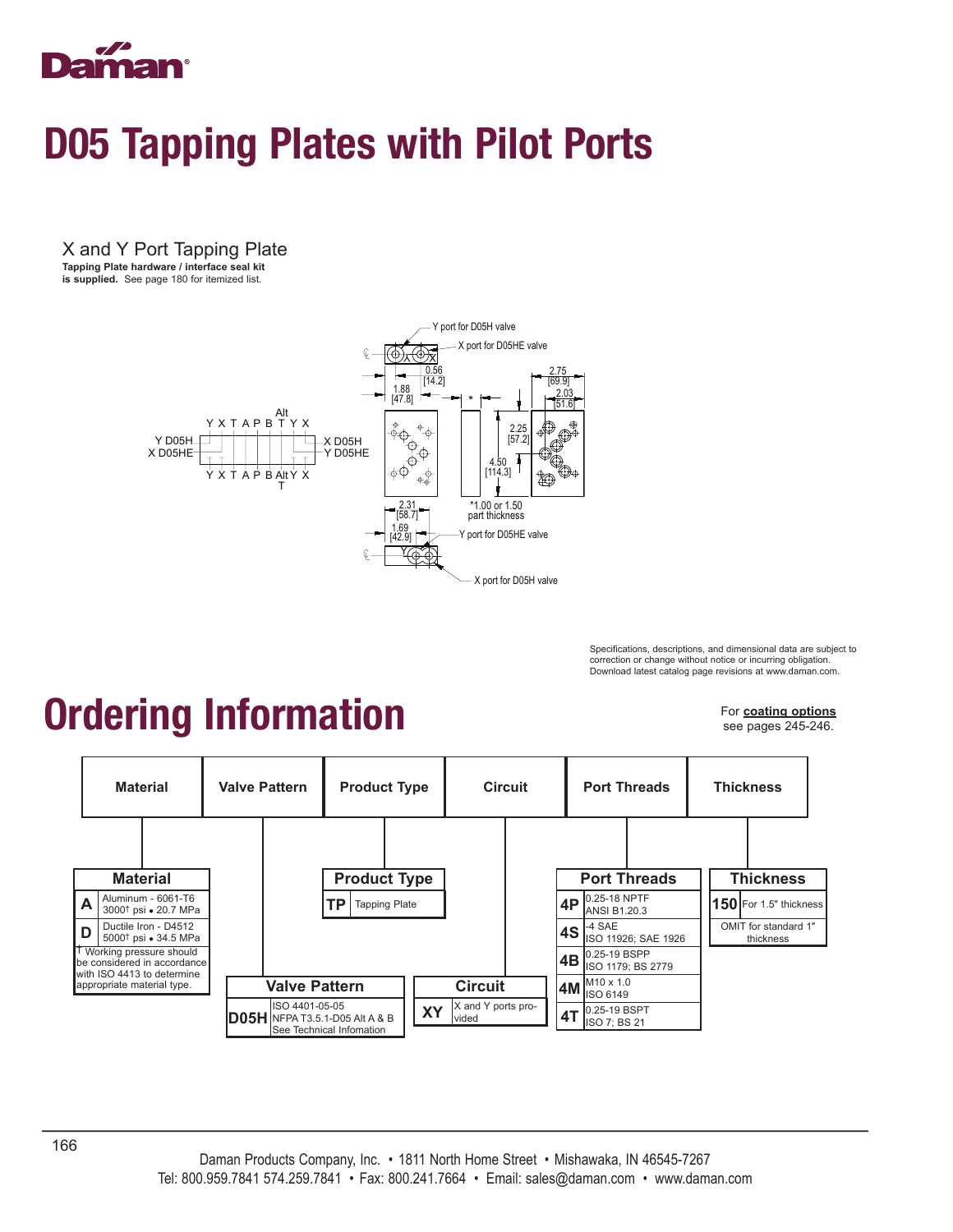# D05 Tapping Plates with Pilot Ports

## X and Y Port Tapping Plate

**Tapping Plate hardware / interface seal kit is supplied.** See page 180 for itemized list.

Y port for D05H valve

X port for D05HE valve

0.56 [14.2]

1.88 [47.8]

2.75 [69.9]

2.03 [51.6]

Alt

Y X T A P B T Y X

Y D05H

X D05HE

X D05H

Y D05HE

Y X T A P B Alt Y X

T

2.25 [57.2]

4.50 [114.3]

2.31 [58.7]

*1.00 or 1.50 part thickness

1.69 [42.9]

Y port for D05HE valve

X port for D05H valve

Specifications, descriptions, and dimensional data are subject to correction or change without notice or incurring obligation. Download latest catalog page revisions at www.daman.com.

# Ordering Information

For **coating options** see pages 245-246.

| Material | Valve Pattern | Product Type | Circuit | Port Threads | Thickness |
|---|---|---|---|---|---|

**Material**

| Code | Description |
|---|---|
| A | Aluminum - 6061-T6 3000† psi • 20.7 MPa |
| D | Ductile Iron - D4512 5000† psi • 34.5 MPa |

† Working pressure should be considered in accordance with ISO 4413 to determine appropriate material type.

**Valve Pattern**

| Code | Description |
|---|---|
| D05H | ISO 4401-05-05 NFPA T3.5.1-D05 Alt A & B See Technical Infomation |

**Product Type**

| Code | Description |
|---|---|
| TP | Tapping Plate |

**Circuit**

| Code | Description |
|---|---|
| XY | X and Y ports provided |

**Port Threads**

| Code | Description |
|---|---|
| 4P | 0.25-18 NPTF ANSI B1.20.3 |
| 4S | -4 SAE ISO 11926; SAE 1926 |
| 4B | 0.25-19 BSPP ISO 1179; BS 2779 |
| 4M | M10 x 1.0 ISO 6149 |
| 4T | 0.25-19 BSPT ISO 7; BS 21 |

**Thickness**

| Code | Description |
|---|---|
| 150 | For 1.5" thickness |
| | OMIT for standard 1" thickness |

Daman Products Company, Inc. • 1811 North Home Street • Mishawaka, IN 46545-7267
Tel: 800.959.7841 574.259.7841 • Fax: 800.241.7664 • Email: sales@daman.com • www.daman.com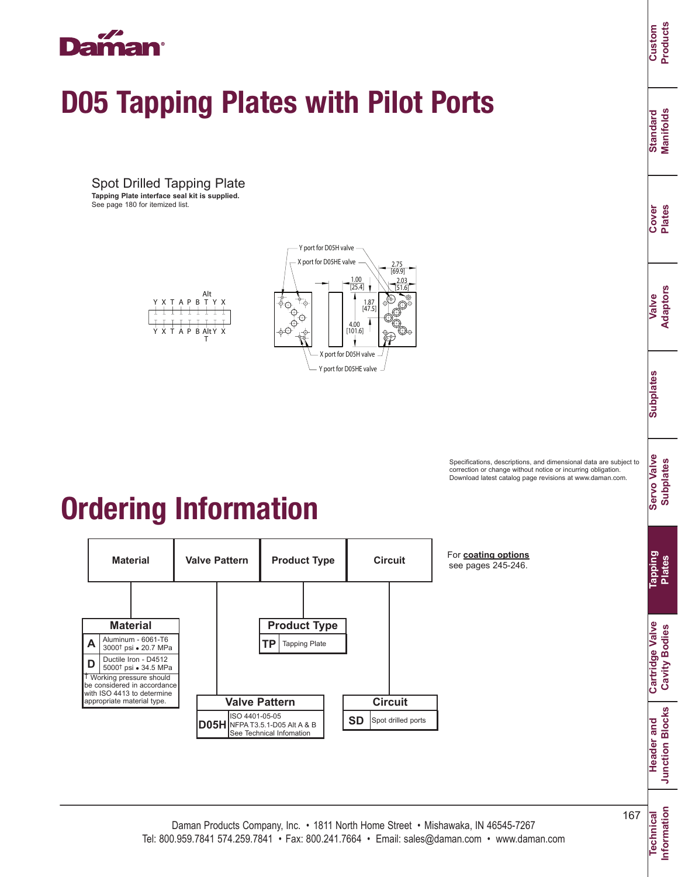# D05 Tapping Plates with Pilot Ports

## Spot Drilled Tapping Plate

**Tapping Plate interface seal kit is supplied.**
See page 180 for itemized list.

Y X T A P B T Y X (Alt T)

Y X T A P B Alt T Y X

Y port for D05H valve
X port for D05HE valve
X port for D05H valve
Y port for D05HE valve

2.75 [69.9]
2.03 [51.6]
1.00 [25.4]
1.87 [47.5]
4.00 [101.6]

Specifications, descriptions, and dimensional data are subject to correction or change without notice or incurring obligation. Download latest catalog page revisions at www.daman.com.

# Ordering Information

| Material | Valve Pattern | Product Type | Circuit |
|---|---|---|---|

For **coating options** see pages 245-246.

| Material | |
|---|---|
| **A** | Aluminum - 6061-T6, 3000† psi • 20.7 MPa |
| **D** | Ductile Iron - D4512, 5000† psi • 34.5 MPa |

† Working pressure should be considered in accordance with ISO 4413 to determine appropriate material type.

| Valve Pattern | |
|---|---|
| **D05H** | ISO 4401-05-05, NFPA T3.5.1-D05 Alt A & B, See Technical Infomation |

| Product Type | |
|---|---|
| **TP** | Tapping Plate |

| Circuit | |
|---|---|
| **SD** | Spot drilled ports |

Daman Products Company, Inc. • 1811 North Home Street • Mishawaka, IN 46545-7267
Tel: 800.959.7841 574.259.7841 • Fax: 800.241.7664 • Email: sales@daman.com • www.daman.com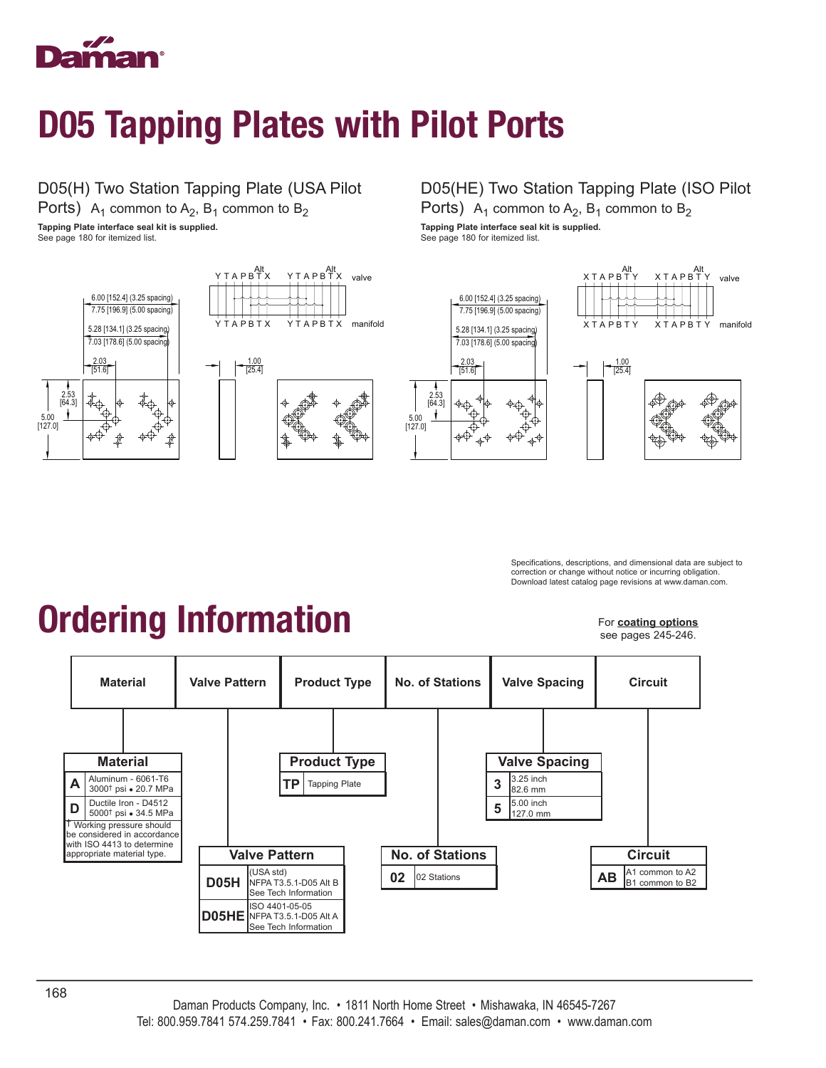# D05 Tapping Plates with Pilot Ports

## D05(H) Two Station Tapping Plate (USA Pilot Ports) $A_1$ common to $A_2$, $B_1$ common to $B_2$

**Tapping Plate interface seal kit is supplied.**
See page 180 for itemized list.

Alt Alt
Y T A P B T X   Y T A P B T X   valve
Y T A P B T X   Y T A P B T X   manifold

6.00 [152.4] (3.25 spacing)
7.75 [196.9] (5.00 spacing)
5.28 [134.1] (3.25 spacing)
7.03 [178.6] (5.00 spacing)
2.03 [51.6]
2.53 [64.3]
5.00 [127.0]
1.00 [25.4]

## D05(HE) Two Station Tapping Plate (ISO Pilot Ports) $A_1$ common to $A_2$, $B_1$ common to $B_2$

**Tapping Plate interface seal kit is supplied.**
See page 180 for itemized list.

Alt Alt
X T A P B T Y   X T A P B T Y   valve
X T A P B T Y   X T A P B T Y   manifold

6.00 [152.4] (3.25 spacing)
7.75 [196.9] (5.00 spacing)
5.28 [134.1] (3.25 spacing)
7.03 [178.6] (5.00 spacing)
2.03 [51.6]
2.53 [64.3]
5.00 [127.0]
1.00 [25.4]

Specifications, descriptions, and dimensional data are subject to correction or change without notice or incurring obligation. Download latest catalog page revisions at www.daman.com.

# Ordering Information

For **coating options** see pages 245-246.

| Material | Valve Pattern | Product Type | No. of Stations | Valve Spacing | Circuit |
|---|---|---|---|---|---|

**Material**

| | |
|---|---|
| A | Aluminum - 6061-T6 3000† psi • 20.7 MPa |
| D | Ductile Iron - D4512 5000† psi • 34.5 MPa |

† Working pressure should be considered in accordance with ISO 4413 to determine appropriate material type.

**Valve Pattern**

| | |
|---|---|
| D05H | (USA std) NFPA T3.5.1-D05 Alt B See Tech Information |
| D05HE | ISO 4401-05-05 NFPA T3.5.1-D05 Alt A See Tech Information |

**Product Type**

| | |
|---|---|
| TP | Tapping Plate |

**No. of Stations**

| | |
|---|---|
| 02 | 02 Stations |

**Valve Spacing**

| | |
|---|---|
| 3 | 3.25 inch 82.6 mm |
| 5 | 5.00 inch 127.0 mm |

**Circuit**

| | |
|---|---|
| AB | A1 common to A2 B1 common to B2 |

Daman Products Company, Inc. • 1811 North Home Street • Mishawaka, IN 46545-7267
Tel: 800.959.7841 574.259.7841 • Fax: 800.241.7664 • Email: sales@daman.com • www.daman.com